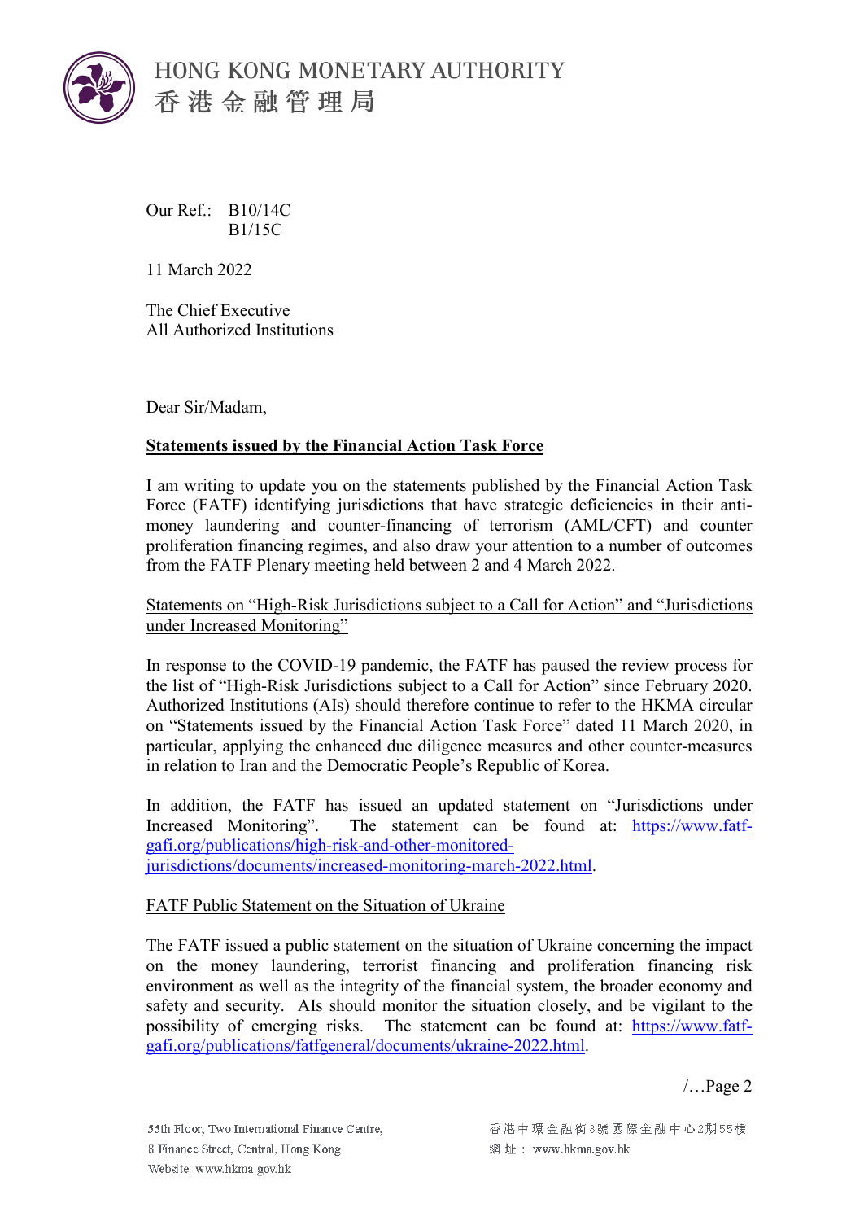# HONG KONG MONETARY AUTHORITY
# 香港金融管理局

Our Ref.: B10/14C
B1/15C

11 March 2022

The Chief Executive
All Authorized Institutions

Dear Sir/Madam,

**Statements issued by the Financial Action Task Force**

I am writing to update you on the statements published by the Financial Action Task Force (FATF) identifying jurisdictions that have strategic deficiencies in their anti-money laundering and counter-financing of terrorism (AML/CFT) and counter proliferation financing regimes, and also draw your attention to a number of outcomes from the FATF Plenary meeting held between 2 and 4 March 2022.

Statements on "High-Risk Jurisdictions subject to a Call for Action" and "Jurisdictions under Increased Monitoring"

In response to the COVID-19 pandemic, the FATF has paused the review process for the list of "High-Risk Jurisdictions subject to a Call for Action" since February 2020. Authorized Institutions (AIs) should therefore continue to refer to the HKMA circular on "Statements issued by the Financial Action Task Force" dated 11 March 2020, in particular, applying the enhanced due diligence measures and other counter-measures in relation to Iran and the Democratic People's Republic of Korea.

In addition, the FATF has issued an updated statement on "Jurisdictions under Increased Monitoring". The statement can be found at: https://www.fatf-gafi.org/publications/high-risk-and-other-monitored-jurisdictions/documents/increased-monitoring-march-2022.html.

FATF Public Statement on the Situation of Ukraine

The FATF issued a public statement on the situation of Ukraine concerning the impact on the money laundering, terrorist financing and proliferation financing risk environment as well as the integrity of the financial system, the broader economy and safety and security. AIs should monitor the situation closely, and be vigilant to the possibility of emerging risks. The statement can be found at: https://www.fatf-gafi.org/publications/fatfgeneral/documents/ukraine-2022.html.

/…Page 2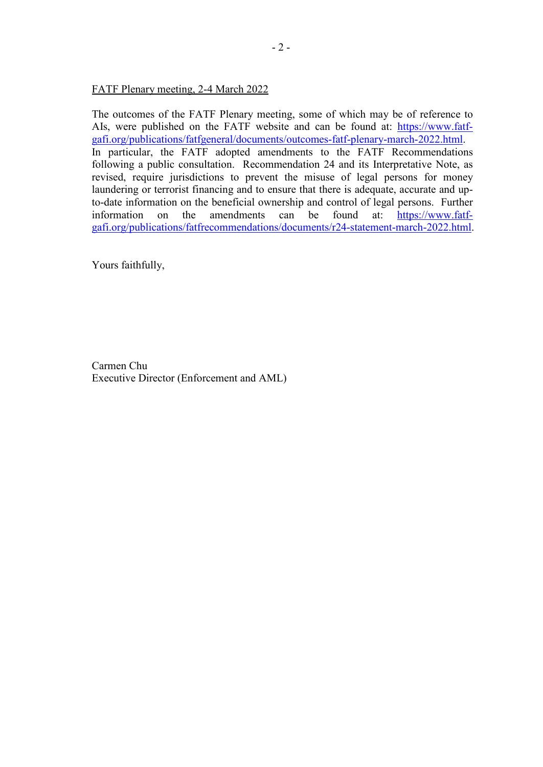FATF Plenary meeting, 2-4 March 2022

The outcomes of the FATF Plenary meeting, some of which may be of reference to AIs, were published on the FATF website and can be found at: [https://www.fatf-gafi.org/publications/fatfgeneral/documents/outcomes-fatf-plenary-march-2022.html](https://www.fatf-gafi.org/publications/fatfgeneral/documents/outcomes-fatf-plenary-march-2022.html). In particular, the FATF adopted amendments to the FATF Recommendations following a public consultation. Recommendation 24 and its Interpretative Note, as revised, require jurisdictions to prevent the misuse of legal persons for money laundering or terrorist financing and to ensure that there is adequate, accurate and up-to-date information on the beneficial ownership and control of legal persons. Further information on the amendments can be found at: [https://www.fatf-gafi.org/publications/fatfrecommendations/documents/r24-statement-march-2022.html](https://www.fatf-gafi.org/publications/fatfrecommendations/documents/r24-statement-march-2022.html).

Yours faithfully,

Carmen Chu
Executive Director (Enforcement and AML)